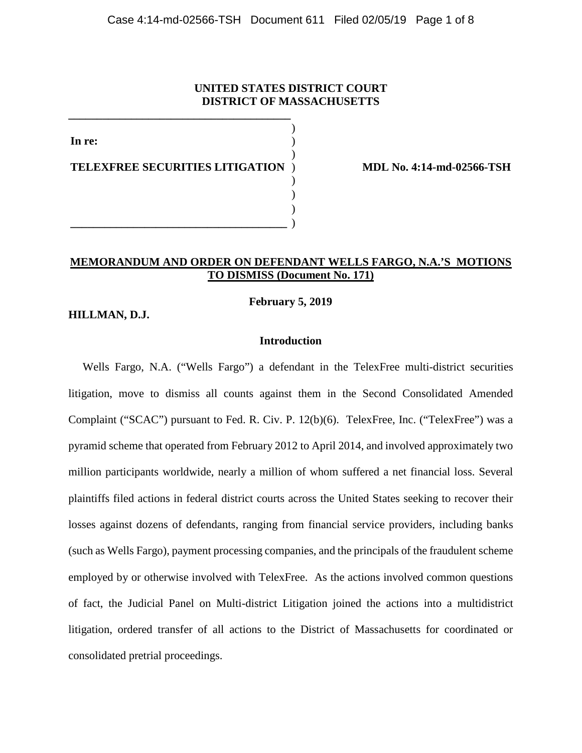**UNITED STATES DISTRICT COURT**
**DISTRICT OF MASSACHUSETTS**

**In re:**

**TELEXFREE SECURITIES LITIGATION**

**MDL No. 4:14-md-02566-TSH**

**MEMORANDUM AND ORDER ON DEFENDANT WELLS FARGO, N.A.'S MOTIONS TO DISMISS (Document No. 171)**

**February 5, 2019**

**HILLMAN, D.J.**

## Introduction

Wells Fargo, N.A. ("Wells Fargo") a defendant in the TelexFree multi-district securities litigation, move to dismiss all counts against them in the Second Consolidated Amended Complaint ("SCAC") pursuant to Fed. R. Civ. P. 12(b)(6). TelexFree, Inc. ("TelexFree") was a pyramid scheme that operated from February 2012 to April 2014, and involved approximately two million participants worldwide, nearly a million of whom suffered a net financial loss. Several plaintiffs filed actions in federal district courts across the United States seeking to recover their losses against dozens of defendants, ranging from financial service providers, including banks (such as Wells Fargo), payment processing companies, and the principals of the fraudulent scheme employed by or otherwise involved with TelexFree. As the actions involved common questions of fact, the Judicial Panel on Multi-district Litigation joined the actions into a multidistrict litigation, ordered transfer of all actions to the District of Massachusetts for coordinated or consolidated pretrial proceedings.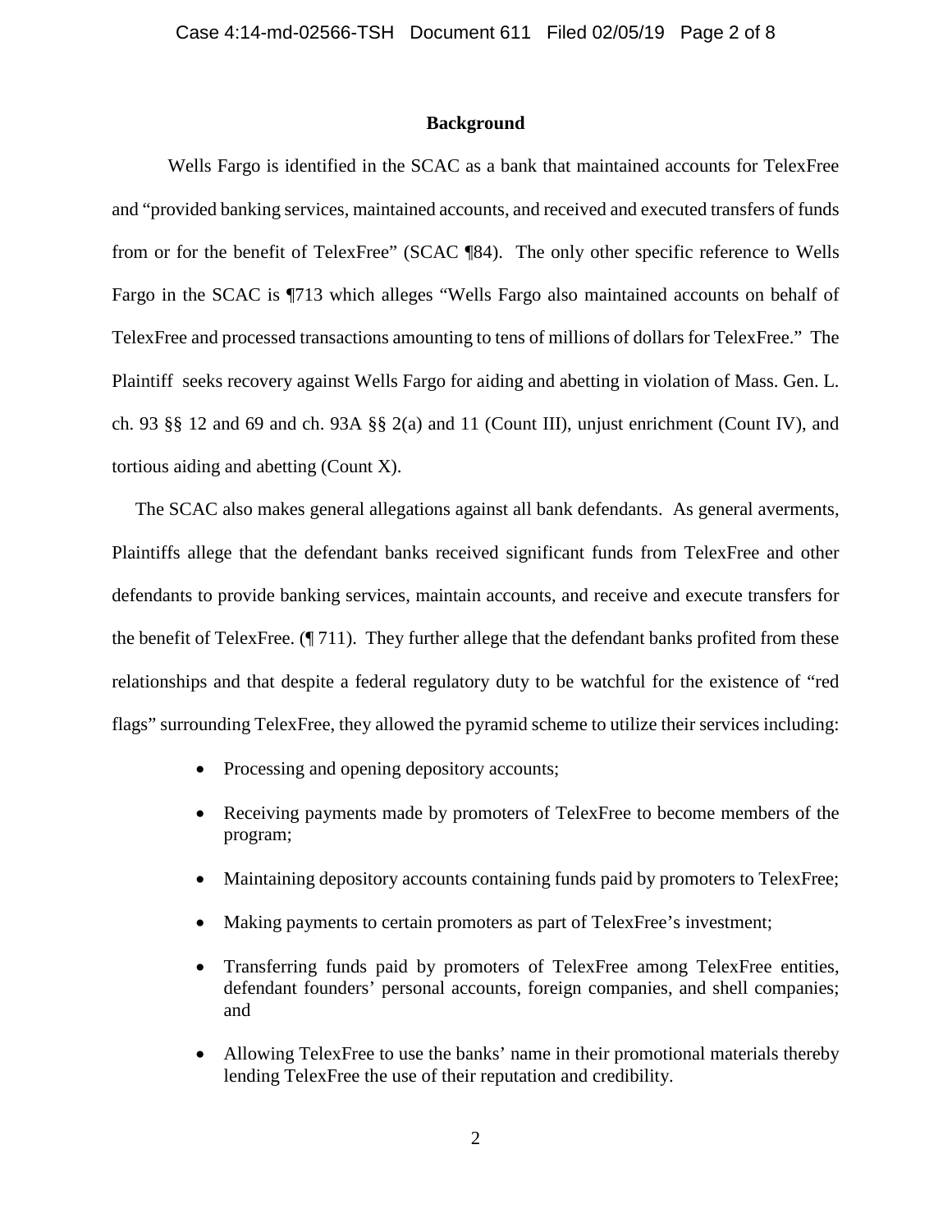## Background

Wells Fargo is identified in the SCAC as a bank that maintained accounts for TelexFree and "provided banking services, maintained accounts, and received and executed transfers of funds from or for the benefit of TelexFree" (SCAC ¶84). The only other specific reference to Wells Fargo in the SCAC is ¶713 which alleges "Wells Fargo also maintained accounts on behalf of TelexFree and processed transactions amounting to tens of millions of dollars for TelexFree." The Plaintiff seeks recovery against Wells Fargo for aiding and abetting in violation of Mass. Gen. L. ch. 93 §§ 12 and 69 and ch. 93A §§ 2(a) and 11 (Count III), unjust enrichment (Count IV), and tortious aiding and abetting (Count X).

The SCAC also makes general allegations against all bank defendants. As general averments, Plaintiffs allege that the defendant banks received significant funds from TelexFree and other defendants to provide banking services, maintain accounts, and receive and execute transfers for the benefit of TelexFree. (¶ 711). They further allege that the defendant banks profited from these relationships and that despite a federal regulatory duty to be watchful for the existence of "red flags" surrounding TelexFree, they allowed the pyramid scheme to utilize their services including:

- Processing and opening depository accounts;
- Receiving payments made by promoters of TelexFree to become members of the program;
- Maintaining depository accounts containing funds paid by promoters to TelexFree;
- Making payments to certain promoters as part of TelexFree's investment;
- Transferring funds paid by promoters of TelexFree among TelexFree entities, defendant founders' personal accounts, foreign companies, and shell companies; and
- Allowing TelexFree to use the banks' name in their promotional materials thereby lending TelexFree the use of their reputation and credibility.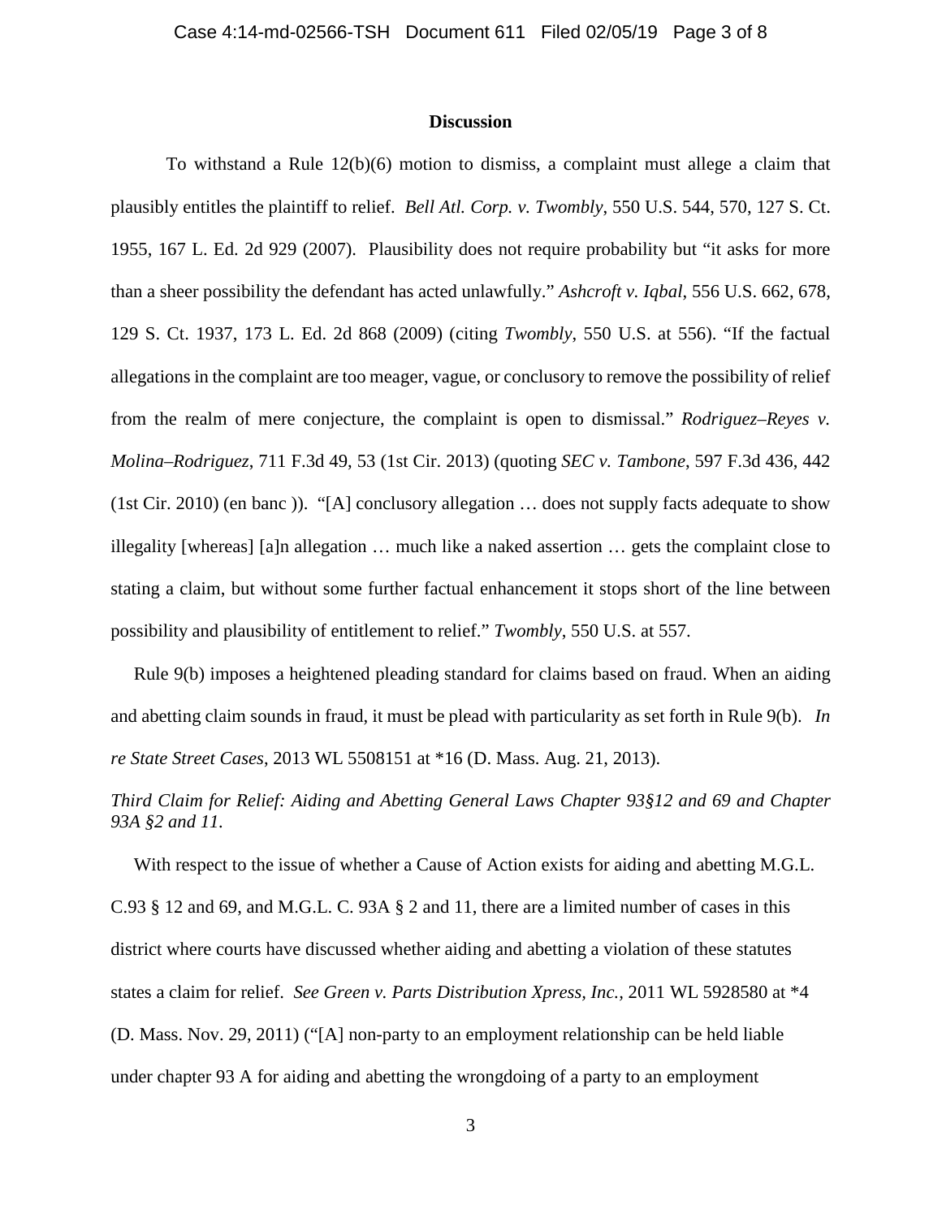## Discussion

To withstand a Rule 12(b)(6) motion to dismiss, a complaint must allege a claim that plausibly entitles the plaintiff to relief. *Bell Atl. Corp. v. Twombly*, 550 U.S. 544, 570, 127 S. Ct. 1955, 167 L. Ed. 2d 929 (2007). Plausibility does not require probability but "it asks for more than a sheer possibility the defendant has acted unlawfully." *Ashcroft v. Iqbal*, 556 U.S. 662, 678, 129 S. Ct. 1937, 173 L. Ed. 2d 868 (2009) (citing *Twombly*, 550 U.S. at 556). "If the factual allegations in the complaint are too meager, vague, or conclusory to remove the possibility of relief from the realm of mere conjecture, the complaint is open to dismissal." *Rodriguez–Reyes v. Molina–Rodriguez*, 711 F.3d 49, 53 (1st Cir. 2013) (quoting *SEC v. Tambone*, 597 F.3d 436, 442 (1st Cir. 2010) (en banc )). "[A] conclusory allegation … does not supply facts adequate to show illegality [whereas] [a]n allegation … much like a naked assertion … gets the complaint close to stating a claim, but without some further factual enhancement it stops short of the line between possibility and plausibility of entitlement to relief." *Twombly*, 550 U.S. at 557.

Rule 9(b) imposes a heightened pleading standard for claims based on fraud. When an aiding and abetting claim sounds in fraud, it must be plead with particularity as set forth in Rule 9(b). *In re State Street Cases*, 2013 WL 5508151 at *16 (D. Mass. Aug. 21, 2013).

*Third Claim for Relief: Aiding and Abetting General Laws Chapter 93§12 and 69 and Chapter 93A §2 and 11.*

With respect to the issue of whether a Cause of Action exists for aiding and abetting M.G.L. C.93 § 12 and 69, and M.G.L. C. 93A § 2 and 11, there are a limited number of cases in this district where courts have discussed whether aiding and abetting a violation of these statutes states a claim for relief. *See Green v. Parts Distribution Xpress, Inc.*, 2011 WL 5928580 at *4 (D. Mass. Nov. 29, 2011) ("[A] non-party to an employment relationship can be held liable under chapter 93 A for aiding and abetting the wrongdoing of a party to an employment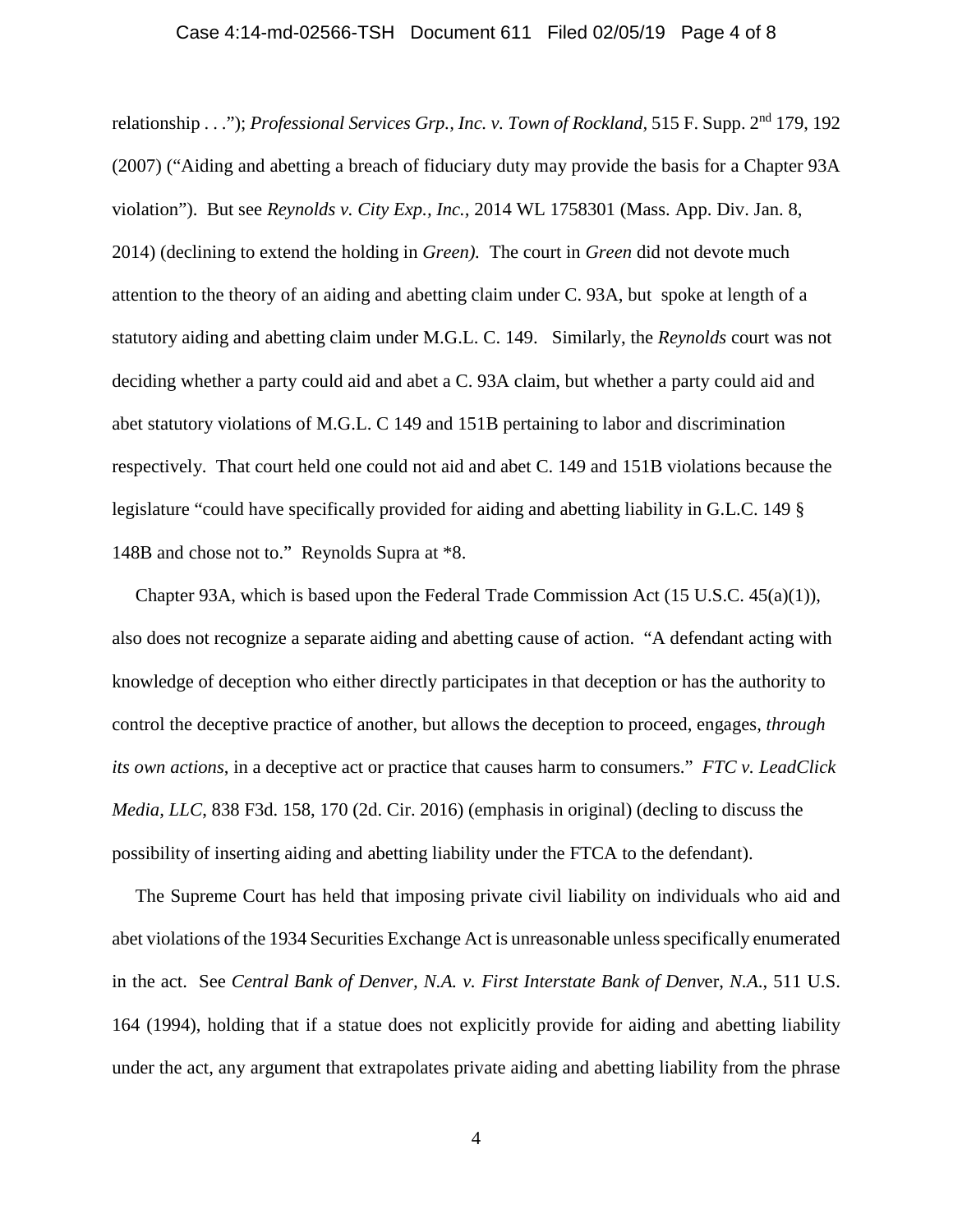relationship . . ."); *Professional Services Grp., Inc. v. Town of Rockland*, 515 F. Supp. 2[nd] 179, 192 (2007) ("Aiding and abetting a breach of fiduciary duty may provide the basis for a Chapter 93A violation"). But see *Reynolds v. City Exp., Inc.*, 2014 WL 1758301 (Mass. App. Div. Jan. 8, 2014) (declining to extend the holding in *Green).* The court in *Green* did not devote much attention to the theory of an aiding and abetting claim under C. 93A, but spoke at length of a statutory aiding and abetting claim under M.G.L. C. 149. Similarly, the *Reynolds* court was not deciding whether a party could aid and abet a C. 93A claim, but whether a party could aid and abet statutory violations of M.G.L. C 149 and 151B pertaining to labor and discrimination respectively. That court held one could not aid and abet C. 149 and 151B violations because the legislature "could have specifically provided for aiding and abetting liability in G.L.C. 149 § 148B and chose not to." Reynolds Supra at *8.

Chapter 93A, which is based upon the Federal Trade Commission Act (15 U.S.C. 45(a)(1)), also does not recognize a separate aiding and abetting cause of action. "A defendant acting with knowledge of deception who either directly participates in that deception or has the authority to control the deceptive practice of another, but allows the deception to proceed, engages, *through its own actions*, in a deceptive act or practice that causes harm to consumers." *FTC v. LeadClick Media, LLC*, 838 F3d. 158, 170 (2d. Cir. 2016) (emphasis in original) (decling to discuss the possibility of inserting aiding and abetting liability under the FTCA to the defendant).

The Supreme Court has held that imposing private civil liability on individuals who aid and abet violations of the 1934 Securities Exchange Act is unreasonable unless specifically enumerated in the act. See *Central Bank of Denver, N.A. v. First Interstate Bank of Denv*er, *N.A.*, 511 U.S. 164 (1994), holding that if a statue does not explicitly provide for aiding and abetting liability under the act, any argument that extrapolates private aiding and abetting liability from the phrase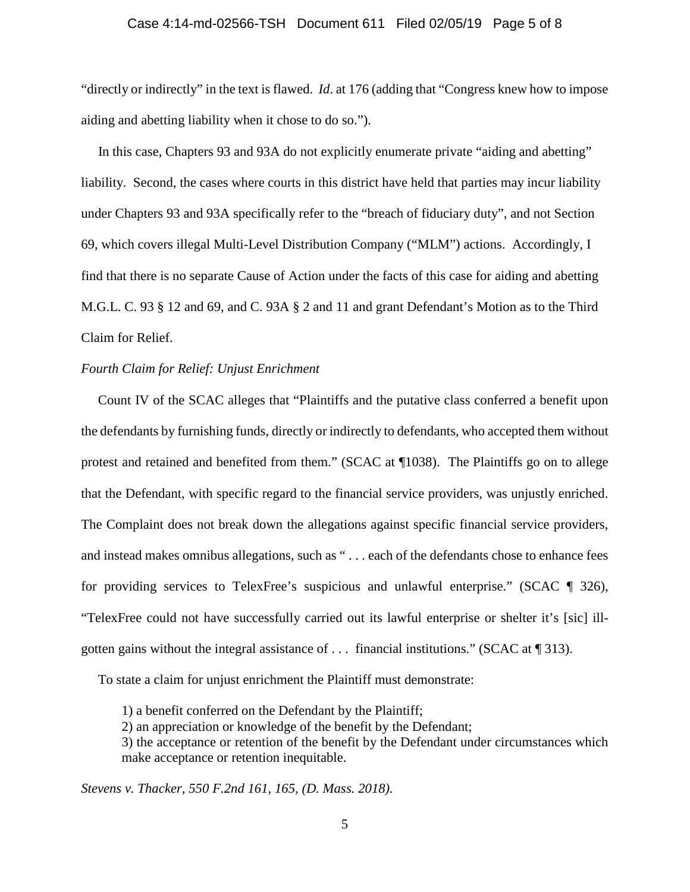"directly or indirectly" in the text is flawed. *Id*. at 176 (adding that "Congress knew how to impose aiding and abetting liability when it chose to do so.").

In this case, Chapters 93 and 93A do not explicitly enumerate private "aiding and abetting" liability. Second, the cases where courts in this district have held that parties may incur liability under Chapters 93 and 93A specifically refer to the "breach of fiduciary duty", and not Section 69, which covers illegal Multi-Level Distribution Company ("MLM") actions. Accordingly, I find that there is no separate Cause of Action under the facts of this case for aiding and abetting M.G.L. C. 93 § 12 and 69, and C. 93A § 2 and 11 and grant Defendant's Motion as to the Third Claim for Relief.

*Fourth Claim for Relief: Unjust Enrichment*

Count IV of the SCAC alleges that "Plaintiffs and the putative class conferred a benefit upon the defendants by furnishing funds, directly or indirectly to defendants, who accepted them without protest and retained and benefited from them." (SCAC at ¶1038). The Plaintiffs go on to allege that the Defendant, with specific regard to the financial service providers, was unjustly enriched. The Complaint does not break down the allegations against specific financial service providers, and instead makes omnibus allegations, such as " . . . each of the defendants chose to enhance fees for providing services to TelexFree's suspicious and unlawful enterprise." (SCAC ¶ 326), "TelexFree could not have successfully carried out its lawful enterprise or shelter it's [sic] ill-gotten gains without the integral assistance of . . . financial institutions." (SCAC at ¶ 313).

To state a claim for unjust enrichment the Plaintiff must demonstrate:

> 1) a benefit conferred on the Defendant by the Plaintiff;
> 2) an appreciation or knowledge of the benefit by the Defendant;
> 3) the acceptance or retention of the benefit by the Defendant under circumstances which make acceptance or retention inequitable.

*Stevens v. Thacker, 550 F.2nd 161, 165, (D. Mass. 2018).*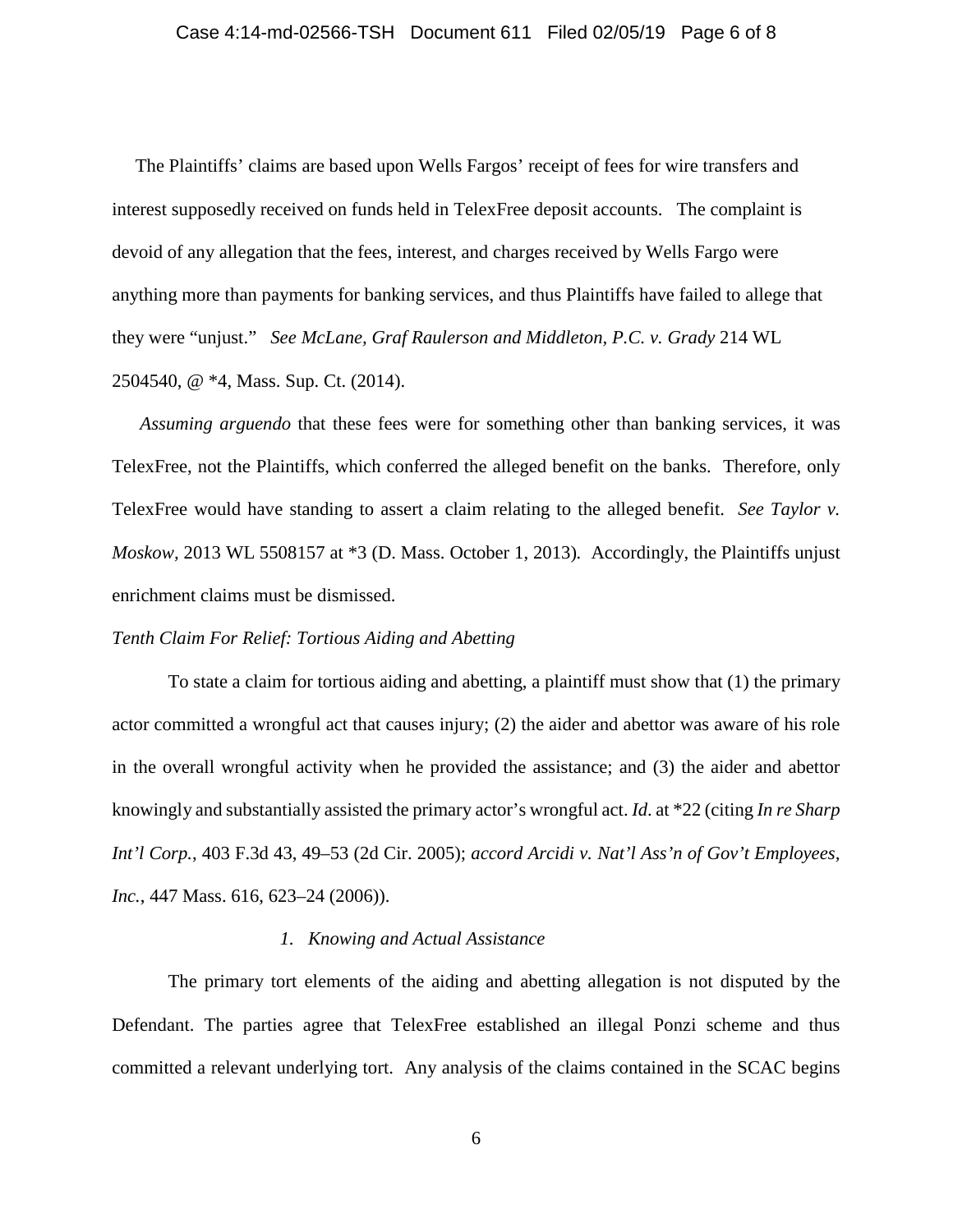The Plaintiffs' claims are based upon Wells Fargos' receipt of fees for wire transfers and interest supposedly received on funds held in TelexFree deposit accounts. The complaint is devoid of any allegation that the fees, interest, and charges received by Wells Fargo were anything more than payments for banking services, and thus Plaintiffs have failed to allege that they were "unjust." *See McLane, Graf Raulerson and Middleton, P.C. v. Grady* 214 WL 2504540, @ *4, Mass. Sup. Ct. (2014).

*Assuming arguendo* that these fees were for something other than banking services, it was TelexFree, not the Plaintiffs, which conferred the alleged benefit on the banks. Therefore, only TelexFree would have standing to assert a claim relating to the alleged benefit. *See Taylor v. Moskow*, 2013 WL 5508157 at *3 (D. Mass. October 1, 2013). Accordingly, the Plaintiffs unjust enrichment claims must be dismissed.

*Tenth Claim For Relief: Tortious Aiding and Abetting*

To state a claim for tortious aiding and abetting, a plaintiff must show that (1) the primary actor committed a wrongful act that causes injury; (2) the aider and abettor was aware of his role in the overall wrongful activity when he provided the assistance; and (3) the aider and abettor knowingly and substantially assisted the primary actor's wrongful act. *Id*. at *22 (citing *In re Sharp Int'l Corp.*, 403 F.3d 43, 49–53 (2d Cir. 2005); *accord Arcidi v. Nat'l Ass'n of Gov't Employees, Inc.*, 447 Mass. 616, 623–24 (2006)).

*1. Knowing and Actual Assistance*

The primary tort elements of the aiding and abetting allegation is not disputed by the Defendant. The parties agree that TelexFree established an illegal Ponzi scheme and thus committed a relevant underlying tort. Any analysis of the claims contained in the SCAC begins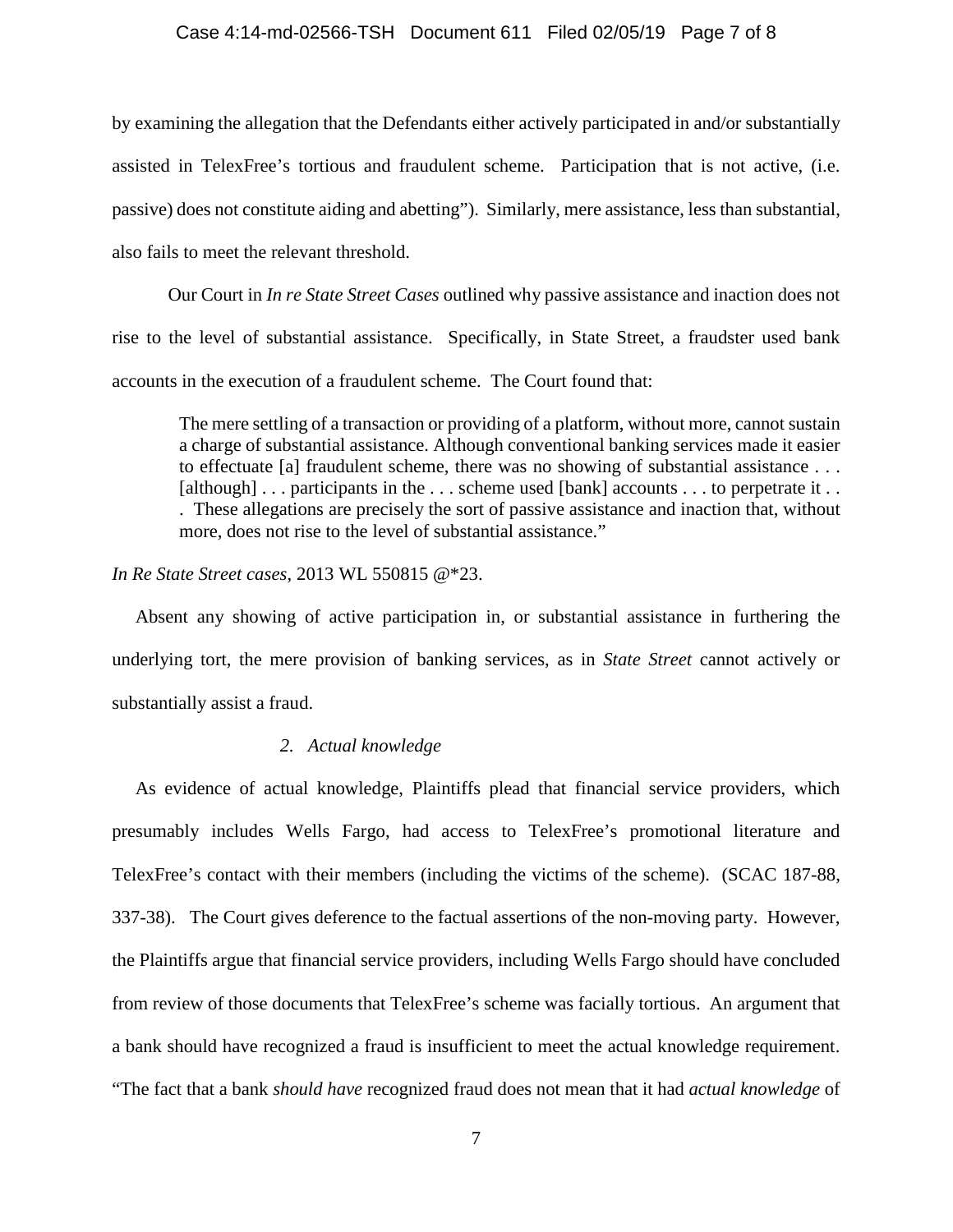by examining the allegation that the Defendants either actively participated in and/or substantially assisted in TelexFree's tortious and fraudulent scheme. Participation that is not active, (i.e. passive) does not constitute aiding and abetting"). Similarly, mere assistance, less than substantial, also fails to meet the relevant threshold.

Our Court in *In re State Street Cases* outlined why passive assistance and inaction does not rise to the level of substantial assistance. Specifically, in State Street, a fraudster used bank accounts in the execution of a fraudulent scheme. The Court found that:

> The mere settling of a transaction or providing of a platform, without more, cannot sustain a charge of substantial assistance. Although conventional banking services made it easier to effectuate [a] fraudulent scheme, there was no showing of substantial assistance . . . [although] . . . participants in the . . . scheme used [bank] accounts . . . to perpetrate it . . . These allegations are precisely the sort of passive assistance and inaction that, without more, does not rise to the level of substantial assistance."

*In Re State Street cases*, 2013 WL 550815 @*23.

Absent any showing of active participation in, or substantial assistance in furthering the underlying tort, the mere provision of banking services, as in *State Street* cannot actively or substantially assist a fraud.

### *2. Actual knowledge*

As evidence of actual knowledge, Plaintiffs plead that financial service providers, which presumably includes Wells Fargo, had access to TelexFree's promotional literature and TelexFree's contact with their members (including the victims of the scheme). (SCAC 187-88, 337-38). The Court gives deference to the factual assertions of the non-moving party. However, the Plaintiffs argue that financial service providers, including Wells Fargo should have concluded from review of those documents that TelexFree's scheme was facially tortious. An argument that a bank should have recognized a fraud is insufficient to meet the actual knowledge requirement. "The fact that a bank *should have* recognized fraud does not mean that it had *actual knowledge* of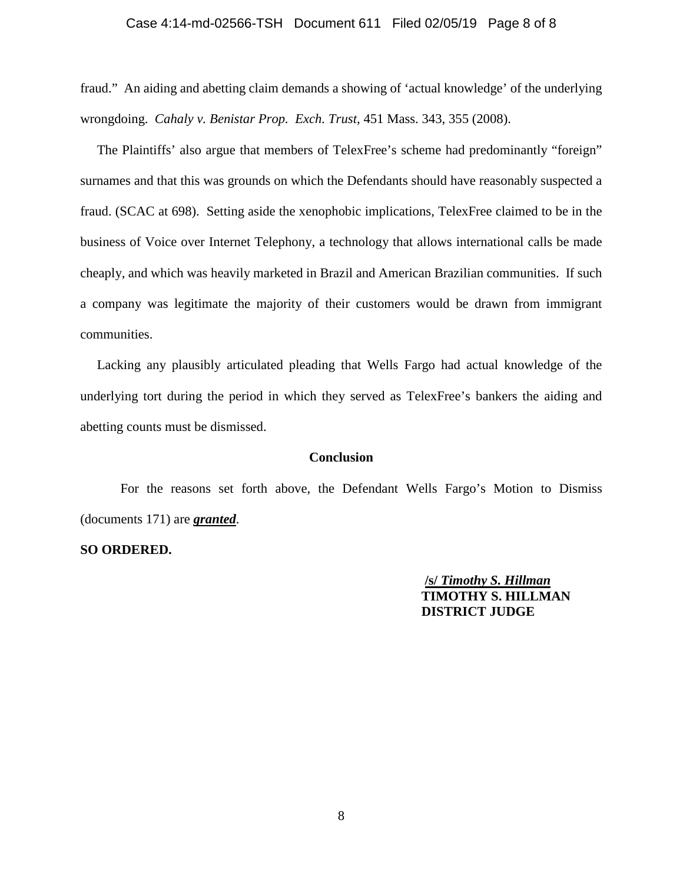fraud." An aiding and abetting claim demands a showing of 'actual knowledge' of the underlying wrongdoing. *Cahaly v. Benistar Prop. Exch. Trust*, 451 Mass. 343, 355 (2008).

The Plaintiffs' also argue that members of TelexFree's scheme had predominantly "foreign" surnames and that this was grounds on which the Defendants should have reasonably suspected a fraud. (SCAC at 698). Setting aside the xenophobic implications, TelexFree claimed to be in the business of Voice over Internet Telephony, a technology that allows international calls be made cheaply, and which was heavily marketed in Brazil and American Brazilian communities. If such a company was legitimate the majority of their customers would be drawn from immigrant communities.

Lacking any plausibly articulated pleading that Wells Fargo had actual knowledge of the underlying tort during the period in which they served as TelexFree's bankers the aiding and abetting counts must be dismissed.

## Conclusion

For the reasons set forth above, the Defendant Wells Fargo's Motion to Dismiss (documents 171) are ***granted***.

**SO ORDERED.**

**/s/ *Timothy S. Hillman***
**TIMOTHY S. HILLMAN**
**DISTRICT JUDGE**